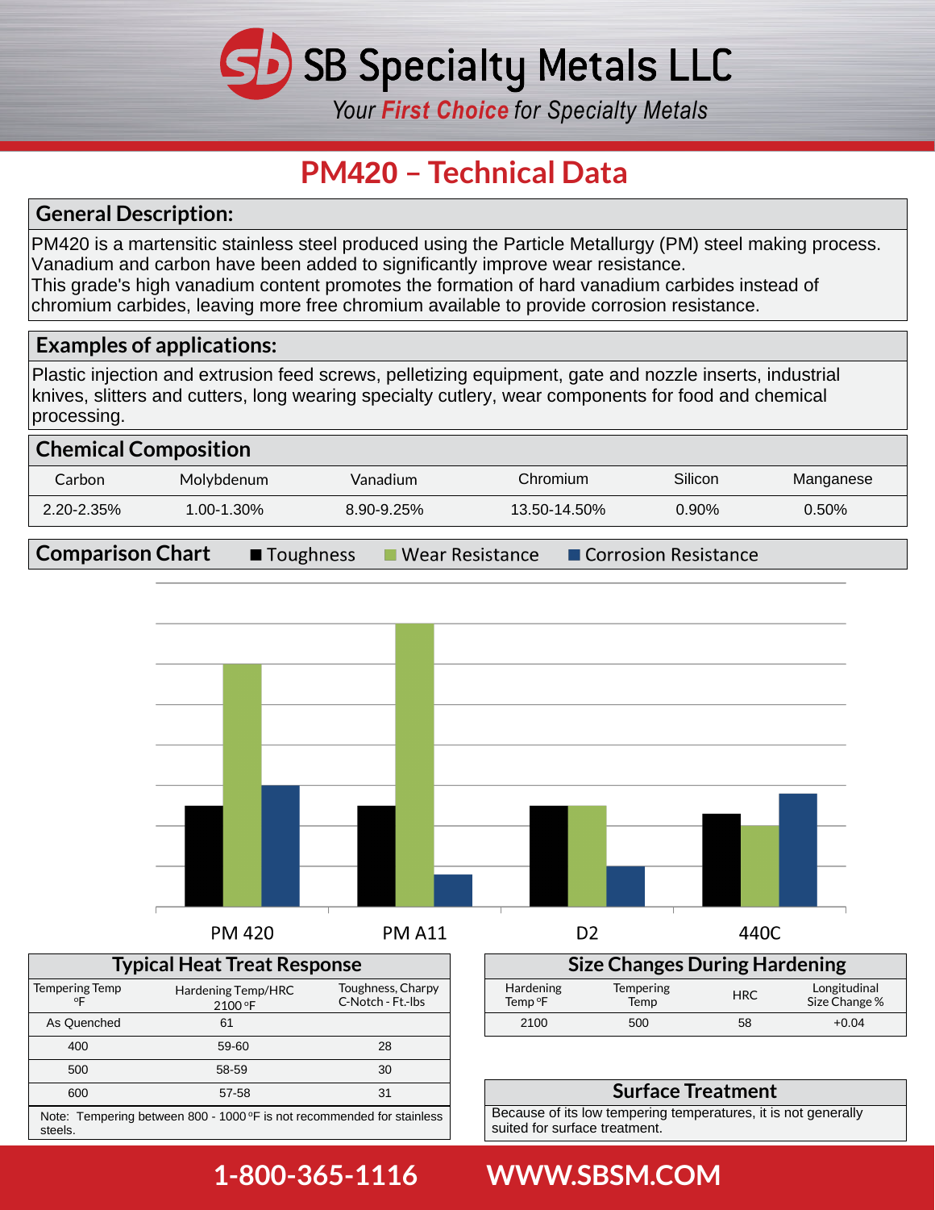# SB Specialty Metals LLC

*Your **First Choice** for Specialty Metals*

## PM420 – Technical Data

### General Description:

PM420 is a martensitic stainless steel produced using the Particle Metallurgy (PM) steel making process. Vanadium and carbon have been added to significantly improve wear resistance.
This grade's high vanadium content promotes the formation of hard vanadium carbides instead of chromium carbides, leaving more free chromium available to provide corrosion resistance.

### Examples of applications:

Plastic injection and extrusion feed screws, pelletizing equipment, gate and nozzle inserts, industrial knives, slitters and cutters, long wearing specialty cutlery, wear components for food and chemical processing.

### Chemical Composition

| Carbon | Molybdenum | Vanadium | Chromium | Silicon | Manganese |
|---|---|---|---|---|---|
| 2.20-2.35% | 1.00-1.30% | 8.90-9.25% | 13.50-14.50% | 0.90% | 0.50% |

### Comparison Chart

Toughness
Wear Resistance
Corrosion Resistance

PM 420
PM A11
D2
440C

### Typical Heat Treat Response

| Tempering Temp °F | Hardening Temp/HRC 2100 °F | Toughness, Charpy C-Notch - Ft.-lbs |
|---|---|---|
| As Quenched | 61 | |
| 400 | 59-60 | 28 |
| 500 | 58-59 | 30 |
| 600 | 57-58 | 31 |

Note: Tempering between 800 - 1000 °F is not recommended for stainless steels.

### Size Changes During Hardening

| Hardening Temp °F | Tempering Temp | HRC | Longitudinal Size Change % |
|---|---|---|---|
| 2100 | 500 | 58 | +0.04 |

### Surface Treatment

Because of its low tempering temperatures, it is not generally suited for surface treatment.

**1-800-365-1116** **WWW.SBSM.COM**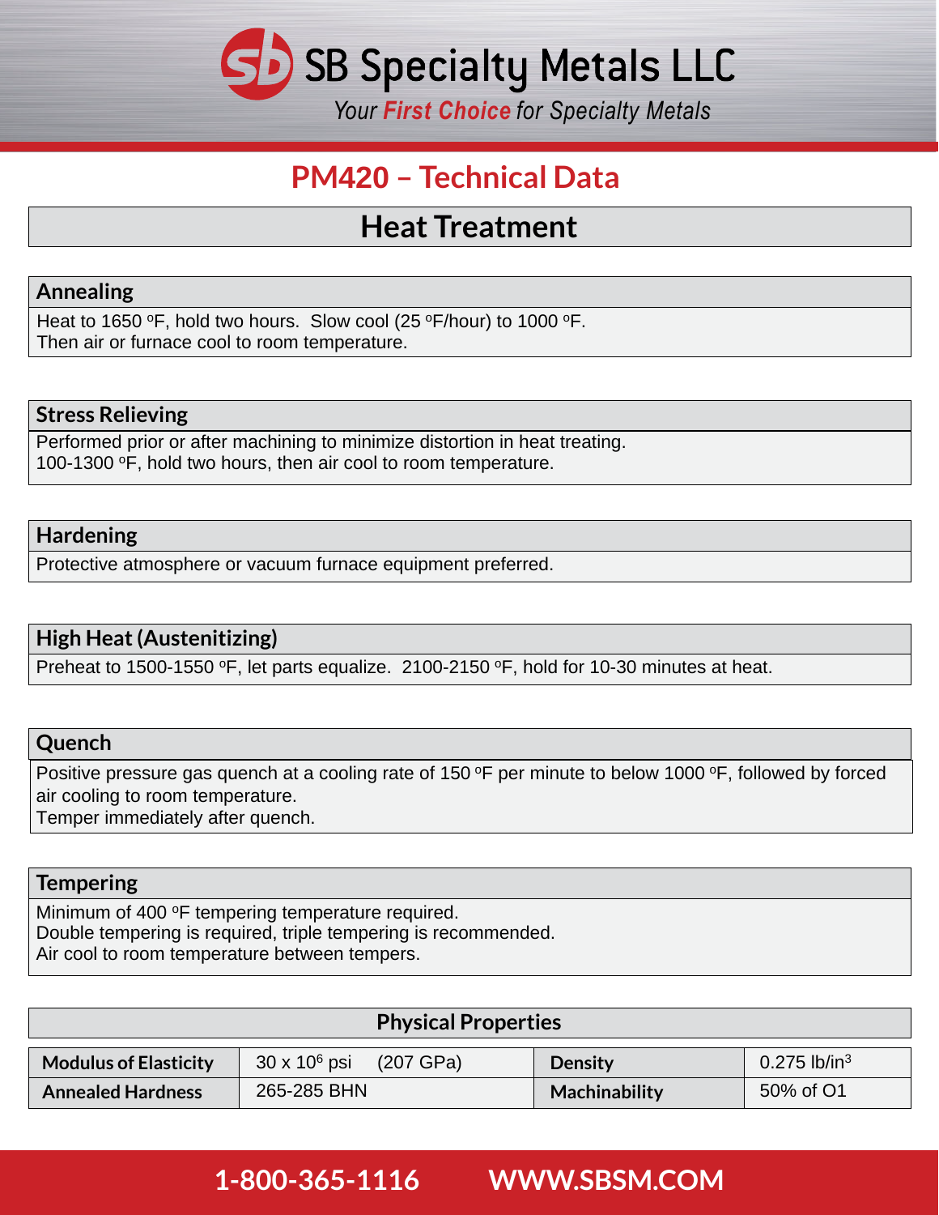# PM420 – Technical Data

## Heat Treatment

### Annealing

Heat to 1650 ºF, hold two hours. Slow cool (25 ºF/hour) to 1000 ºF.
Then air or furnace cool to room temperature.

### Stress Relieving

Performed prior or after machining to minimize distortion in heat treating.
100-1300 ºF, hold two hours, then air cool to room temperature.

### Hardening

Protective atmosphere or vacuum furnace equipment preferred.

### High Heat (Austenitizing)

Preheat to 1500-1550 ºF, let parts equalize. 2100-2150 ºF, hold for 10-30 minutes at heat.

### Quench

Positive pressure gas quench at a cooling rate of 150 ºF per minute to below 1000 ºF, followed by forced air cooling to room temperature.
Temper immediately after quench.

### Tempering

Minimum of 400 ºF tempering temperature required.
Double tempering is required, triple tempering is recommended.
Air cool to room temperature between tempers.

## Physical Properties

| | | | |
|---|---|---|---|
| **Modulus of Elasticity** | $30 \times 10^6$ psi (207 GPa) | **Density** | 0.275 lb/in$^3$ |
| **Annealed Hardness** | 265-285 BHN | **Machinability** | 50% of O1 |